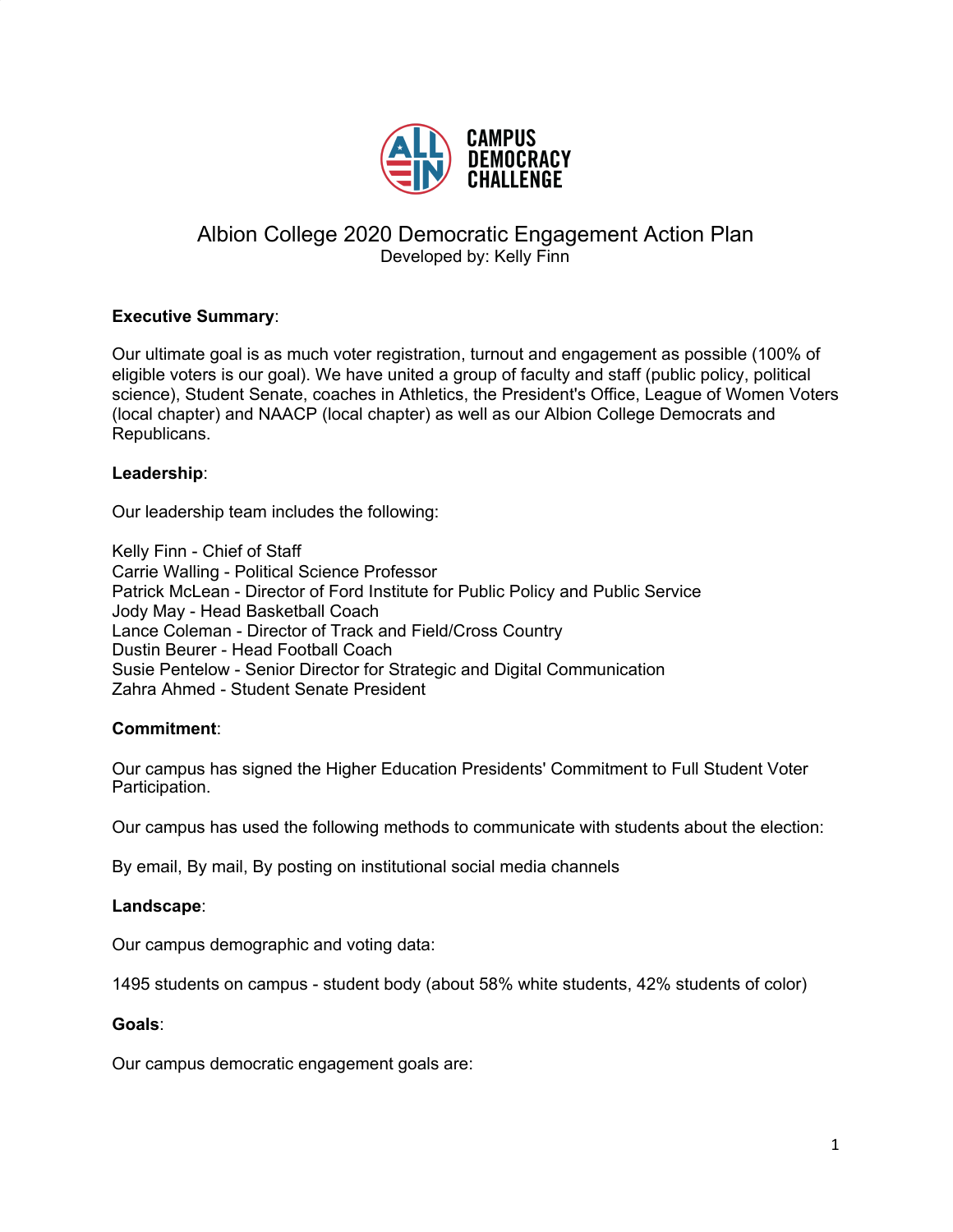# Albion College 2020 Democratic Engagement Action Plan

Developed by: Kelly Finn

**Executive Summary**:

Our ultimate goal is as much voter registration, turnout and engagement as possible (100% of eligible voters is our goal). We have united a group of faculty and staff (public policy, political science), Student Senate, coaches in Athletics, the President's Office, League of Women Voters (local chapter) and NAACP (local chapter) as well as our Albion College Democrats and Republicans.

**Leadership**:

Our leadership team includes the following:

Kelly Finn - Chief of Staff
Carrie Walling - Political Science Professor
Patrick McLean - Director of Ford Institute for Public Policy and Public Service
Jody May - Head Basketball Coach
Lance Coleman - Director of Track and Field/Cross Country
Dustin Beurer - Head Football Coach
Susie Pentelow - Senior Director for Strategic and Digital Communication
Zahra Ahmed - Student Senate President

**Commitment**:

Our campus has signed the Higher Education Presidents' Commitment to Full Student Voter Participation.

Our campus has used the following methods to communicate with students about the election:

By email, By mail, By posting on institutional social media channels

**Landscape**:

Our campus demographic and voting data:

1495 students on campus - student body (about 58% white students, 42% students of color)

**Goals**:

Our campus democratic engagement goals are: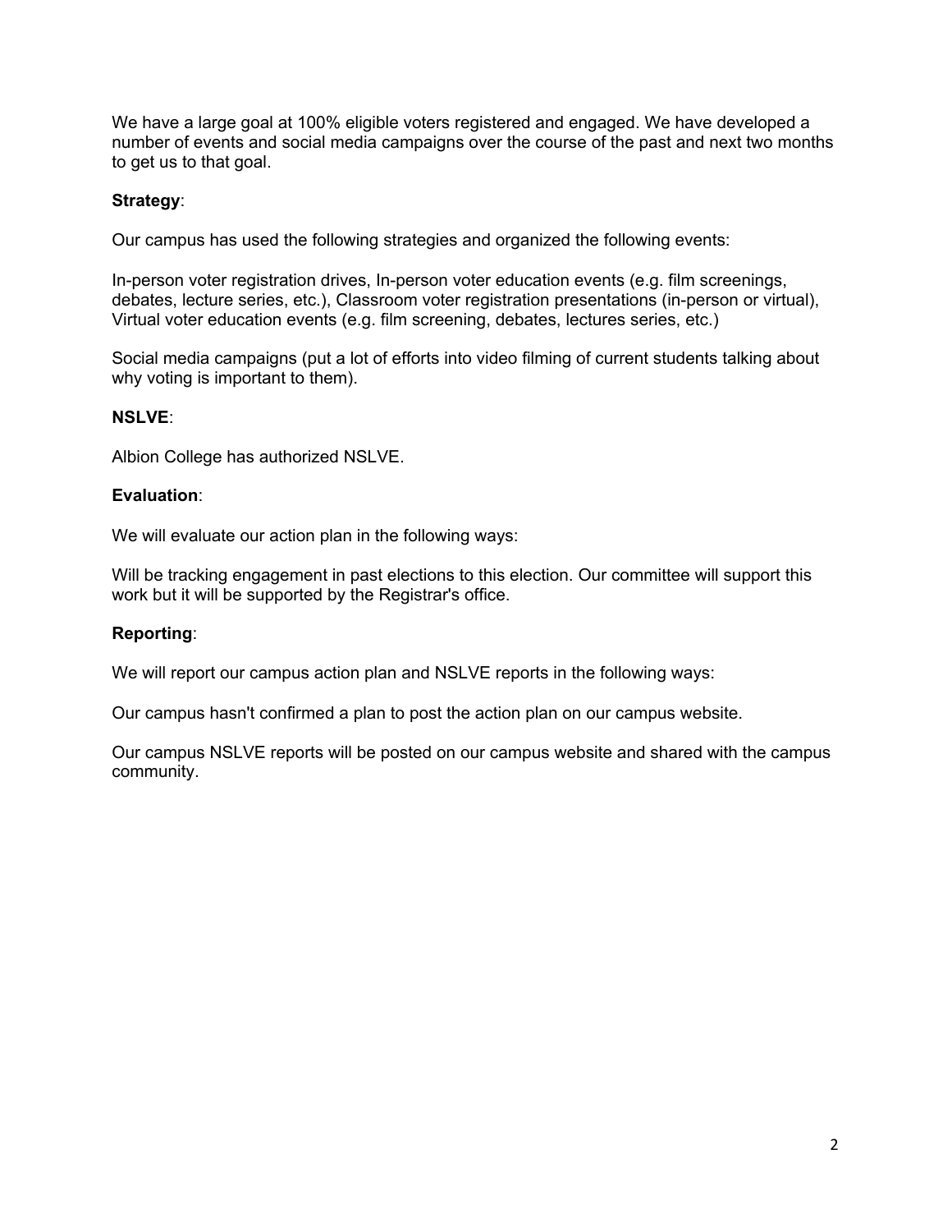We have a large goal at 100% eligible voters registered and engaged. We have developed a number of events and social media campaigns over the course of the past and next two months to get us to that goal.

**Strategy**:

Our campus has used the following strategies and organized the following events:

In-person voter registration drives, In-person voter education events (e.g. film screenings, debates, lecture series, etc.), Classroom voter registration presentations (in-person or virtual), Virtual voter education events (e.g. film screening, debates, lectures series, etc.)

Social media campaigns (put a lot of efforts into video filming of current students talking about why voting is important to them).

**NSLVE**:

Albion College has authorized NSLVE.

**Evaluation**:

We will evaluate our action plan in the following ways:

Will be tracking engagement in past elections to this election. Our committee will support this work but it will be supported by the Registrar's office.

**Reporting**:

We will report our campus action plan and NSLVE reports in the following ways:

Our campus hasn't confirmed a plan to post the action plan on our campus website.

Our campus NSLVE reports will be posted on our campus website and shared with the campus community.